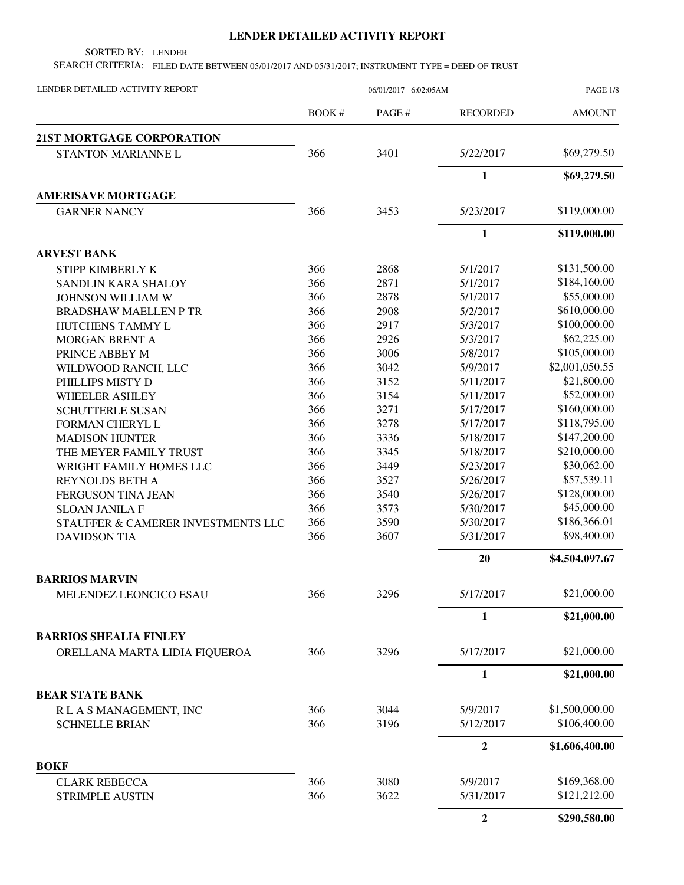# LENDER DETAILED ACTIVITY REPORT

SORTED BY: LENDER

SEARCH CRITERIA: FILED DATE BETWEEN 05/01/2017 AND 05/31/2017; INSTRUMENT TYPE = DEED OF TRUST

LENDER DETAILED ACTIVITY REPORT — 06/01/2017 6:02:05AM

| | BOOK # | PAGE # | RECORDED | AMOUNT |
|---|---|---|---|---|
| **21ST MORTGAGE CORPORATION** | | | | |
| STANTON MARIANNE L | 366 | 3401 | 5/22/2017 | $69,279.50 |
| | | | **1** | **$69,279.50** |
| **AMERISAVE MORTGAGE** | | | | |
| GARNER NANCY | 366 | 3453 | 5/23/2017 | $119,000.00 |
| | | | **1** | **$119,000.00** |
| **ARVEST BANK** | | | | |
| STIPP KIMBERLY K | 366 | 2868 | 5/1/2017 | $131,500.00 |
| SANDLIN KARA SHALOY | 366 | 2871 | 5/1/2017 | $184,160.00 |
| JOHNSON WILLIAM W | 366 | 2878 | 5/1/2017 | $55,000.00 |
| BRADSHAW MAELLEN P TR | 366 | 2908 | 5/2/2017 | $610,000.00 |
| HUTCHENS TAMMY L | 366 | 2917 | 5/3/2017 | $100,000.00 |
| MORGAN BRENT A | 366 | 2926 | 5/3/2017 | $62,225.00 |
| PRINCE ABBEY M | 366 | 3006 | 5/8/2017 | $105,000.00 |
| WILDWOOD RANCH, LLC | 366 | 3042 | 5/9/2017 | $2,001,050.55 |
| PHILLIPS MISTY D | 366 | 3152 | 5/11/2017 | $21,800.00 |
| WHEELER ASHLEY | 366 | 3154 | 5/11/2017 | $52,000.00 |
| SCHUTTERLE SUSAN | 366 | 3271 | 5/17/2017 | $160,000.00 |
| FORMAN CHERYL L | 366 | 3278 | 5/17/2017 | $118,795.00 |
| MADISON HUNTER | 366 | 3336 | 5/18/2017 | $147,200.00 |
| THE MEYER FAMILY TRUST | 366 | 3345 | 5/18/2017 | $210,000.00 |
| WRIGHT FAMILY HOMES LLC | 366 | 3449 | 5/23/2017 | $30,062.00 |
| REYNOLDS BETH A | 366 | 3527 | 5/26/2017 | $57,539.11 |
| FERGUSON TINA JEAN | 366 | 3540 | 5/26/2017 | $128,000.00 |
| SLOAN JANILA F | 366 | 3573 | 5/30/2017 | $45,000.00 |
| STAUFFER & CAMERER INVESTMENTS LLC | 366 | 3590 | 5/30/2017 | $186,366.01 |
| DAVIDSON TIA | 366 | 3607 | 5/31/2017 | $98,400.00 |
| | | | **20** | **$4,504,097.67** |
| **BARRIOS MARVIN** | | | | |
| MELENDEZ LEONCICO ESAU | 366 | 3296 | 5/17/2017 | $21,000.00 |
| | | | **1** | **$21,000.00** |
| **BARRIOS SHEALIA FINLEY** | | | | |
| ORELLANA MARTA LIDIA FIQUEROA | 366 | 3296 | 5/17/2017 | $21,000.00 |
| | | | **1** | **$21,000.00** |
| **BEAR STATE BANK** | | | | |
| R L A S MANAGEMENT, INC | 366 | 3044 | 5/9/2017 | $1,500,000.00 |
| SCHNELLE BRIAN | 366 | 3196 | 5/12/2017 | $106,400.00 |
| | | | **2** | **$1,606,400.00** |
| **BOKF** | | | | |
| CLARK REBECCA | 366 | 3080 | 5/9/2017 | $169,368.00 |
| STRIMPLE AUSTIN | 366 | 3622 | 5/31/2017 | $121,212.00 |
| | | | **2** | **$290,580.00** |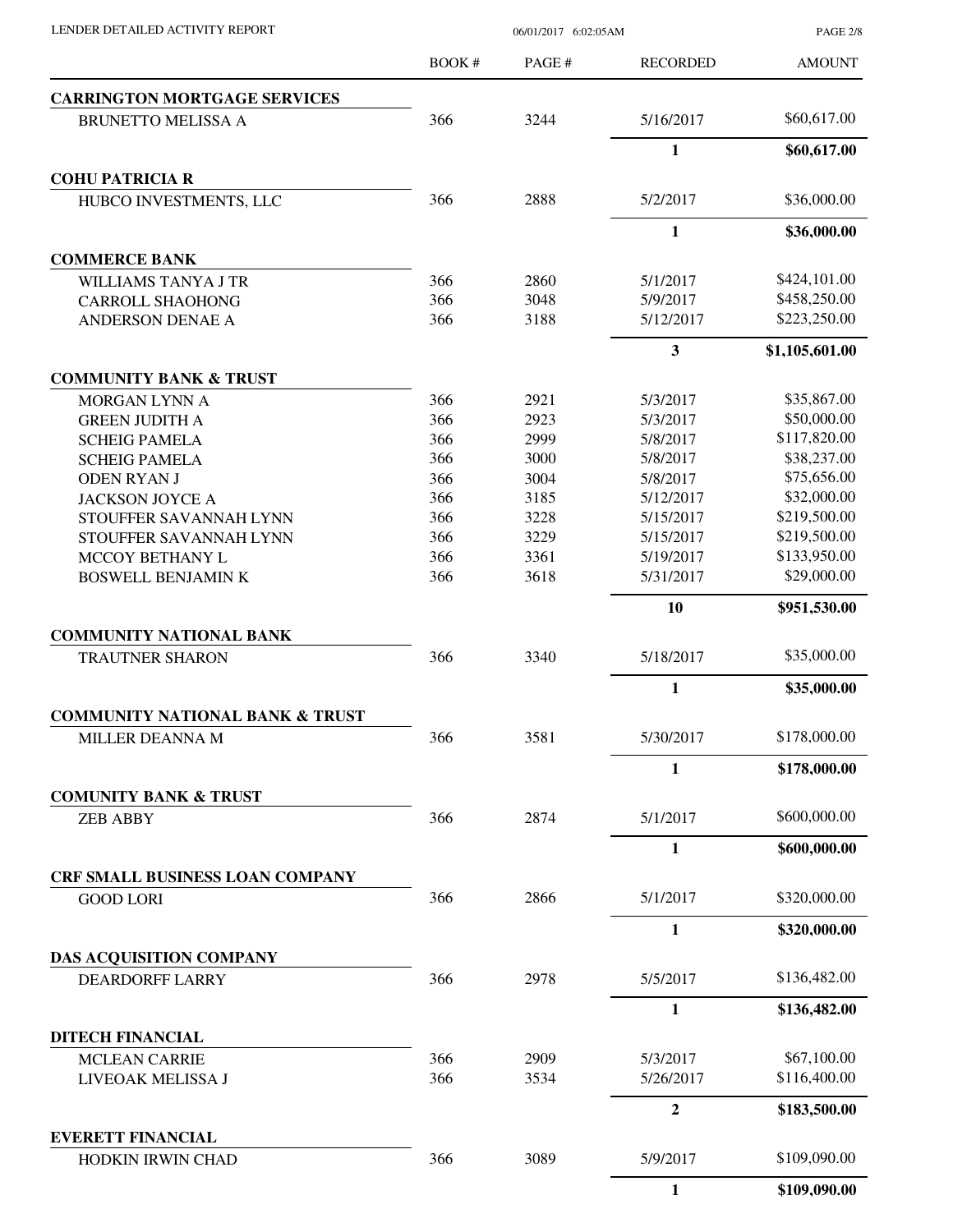LENDER DETAILED ACTIVITY REPORT

| | BOOK # | PAGE # | RECORDED | AMOUNT |
|---|---|---|---|---|
| **CARRINGTON MORTGAGE SERVICES** | | | | |
| BRUNETTO MELISSA A | 366 | 3244 | 5/16/2017 | $60,617.00 |
| | | | **1** | **$60,617.00** |
| **COHU PATRICIA R** | | | | |
| HUBCO INVESTMENTS, LLC | 366 | 2888 | 5/2/2017 | $36,000.00 |
| | | | **1** | **$36,000.00** |
| **COMMERCE BANK** | | | | |
| WILLIAMS TANYA J TR | 366 | 2860 | 5/1/2017 | $424,101.00 |
| CARROLL SHAOHONG | 366 | 3048 | 5/9/2017 | $458,250.00 |
| ANDERSON DENAE A | 366 | 3188 | 5/12/2017 | $223,250.00 |
| | | | **3** | **$1,105,601.00** |
| **COMMUNITY BANK & TRUST** | | | | |
| MORGAN LYNN A | 366 | 2921 | 5/3/2017 | $35,867.00 |
| GREEN JUDITH A | 366 | 2923 | 5/3/2017 | $50,000.00 |
| SCHEIG PAMELA | 366 | 2999 | 5/8/2017 | $117,820.00 |
| SCHEIG PAMELA | 366 | 3000 | 5/8/2017 | $38,237.00 |
| ODEN RYAN J | 366 | 3004 | 5/8/2017 | $75,656.00 |
| JACKSON JOYCE A | 366 | 3185 | 5/12/2017 | $32,000.00 |
| STOUFFER SAVANNAH LYNN | 366 | 3228 | 5/15/2017 | $219,500.00 |
| STOUFFER SAVANNAH LYNN | 366 | 3229 | 5/15/2017 | $219,500.00 |
| MCCOY BETHANY L | 366 | 3361 | 5/19/2017 | $133,950.00 |
| BOSWELL BENJAMIN K | 366 | 3618 | 5/31/2017 | $29,000.00 |
| | | | **10** | **$951,530.00** |
| **COMMUNITY NATIONAL BANK** | | | | |
| TRAUTNER SHARON | 366 | 3340 | 5/18/2017 | $35,000.00 |
| | | | **1** | **$35,000.00** |
| **COMMUNITY NATIONAL BANK & TRUST** | | | | |
| MILLER DEANNA M | 366 | 3581 | 5/30/2017 | $178,000.00 |
| | | | **1** | **$178,000.00** |
| **COMUNITY BANK & TRUST** | | | | |
| ZEB ABBY | 366 | 2874 | 5/1/2017 | $600,000.00 |
| | | | **1** | **$600,000.00** |
| **CRF SMALL BUSINESS LOAN COMPANY** | | | | |
| GOOD LORI | 366 | 2866 | 5/1/2017 | $320,000.00 |
| | | | **1** | **$320,000.00** |
| **DAS ACQUISITION COMPANY** | | | | |
| DEARDORFF LARRY | 366 | 2978 | 5/5/2017 | $136,482.00 |
| | | | **1** | **$136,482.00** |
| **DITECH FINANCIAL** | | | | |
| MCLEAN CARRIE | 366 | 2909 | 5/3/2017 | $67,100.00 |
| LIVEOAK MELISSA J | 366 | 3534 | 5/26/2017 | $116,400.00 |
| | | | **2** | **$183,500.00** |
| **EVERETT FINANCIAL** | | | | |
| HODKIN IRWIN CHAD | 366 | 3089 | 5/9/2017 | $109,090.00 |
| | | | **1** | **$109,090.00** |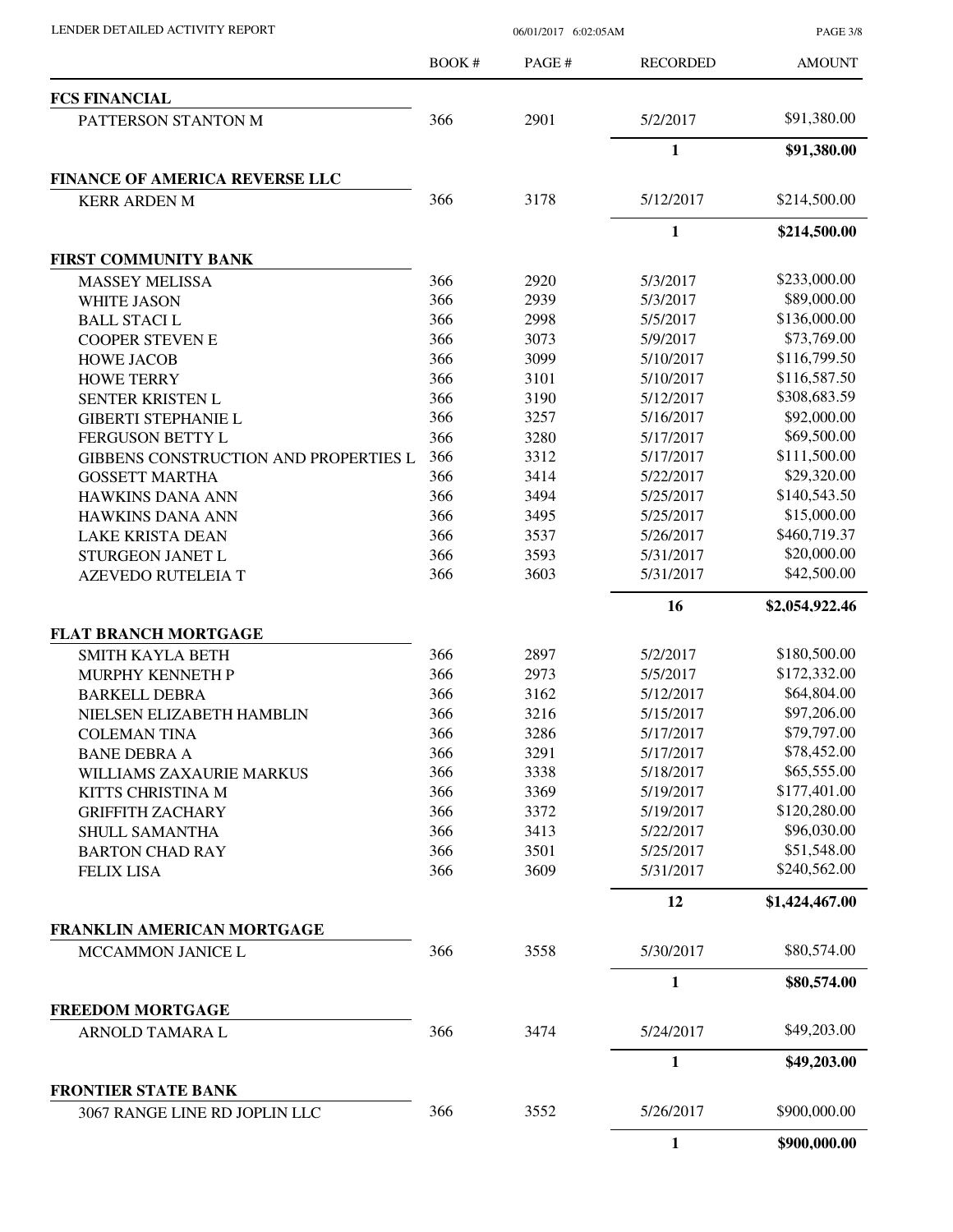LENDER DETAILED ACTIVITY REPORT

06/01/2017 6:02:05AM

| | BOOK # | PAGE # | RECORDED | AMOUNT |
|---|---|---|---|---|
| **FCS FINANCIAL** | | | | |
| PATTERSON STANTON M | 366 | 2901 | 5/2/2017 | $91,380.00 |
| | | | **1** | **$91,380.00** |
| **FINANCE OF AMERICA REVERSE LLC** | | | | |
| KERR ARDEN M | 366 | 3178 | 5/12/2017 | $214,500.00 |
| | | | **1** | **$214,500.00** |
| **FIRST COMMUNITY BANK** | | | | |
| MASSEY MELISSA | 366 | 2920 | 5/3/2017 | $233,000.00 |
| WHITE JASON | 366 | 2939 | 5/3/2017 | $89,000.00 |
| BALL STACI L | 366 | 2998 | 5/5/2017 | $136,000.00 |
| COOPER STEVEN E | 366 | 3073 | 5/9/2017 | $73,769.00 |
| HOWE JACOB | 366 | 3099 | 5/10/2017 | $116,799.50 |
| HOWE TERRY | 366 | 3101 | 5/10/2017 | $116,587.50 |
| SENTER KRISTEN L | 366 | 3190 | 5/12/2017 | $308,683.59 |
| GIBERTI STEPHANIE L | 366 | 3257 | 5/16/2017 | $92,000.00 |
| FERGUSON BETTY L | 366 | 3280 | 5/17/2017 | $69,500.00 |
| GIBBENS CONSTRUCTION AND PROPERTIES L | 366 | 3312 | 5/17/2017 | $111,500.00 |
| GOSSETT MARTHA | 366 | 3414 | 5/22/2017 | $29,320.00 |
| HAWKINS DANA ANN | 366 | 3494 | 5/25/2017 | $140,543.50 |
| HAWKINS DANA ANN | 366 | 3495 | 5/25/2017 | $15,000.00 |
| LAKE KRISTA DEAN | 366 | 3537 | 5/26/2017 | $460,719.37 |
| STURGEON JANET L | 366 | 3593 | 5/31/2017 | $20,000.00 |
| AZEVEDO RUTELEIA T | 366 | 3603 | 5/31/2017 | $42,500.00 |
| | | | **16** | **$2,054,922.46** |
| **FLAT BRANCH MORTGAGE** | | | | |
| SMITH KAYLA BETH | 366 | 2897 | 5/2/2017 | $180,500.00 |
| MURPHY KENNETH P | 366 | 2973 | 5/5/2017 | $172,332.00 |
| BARKELL DEBRA | 366 | 3162 | 5/12/2017 | $64,804.00 |
| NIELSEN ELIZABETH HAMBLIN | 366 | 3216 | 5/15/2017 | $97,206.00 |
| COLEMAN TINA | 366 | 3286 | 5/17/2017 | $79,797.00 |
| BANE DEBRA A | 366 | 3291 | 5/17/2017 | $78,452.00 |
| WILLIAMS ZAXAURIE MARKUS | 366 | 3338 | 5/18/2017 | $65,555.00 |
| KITTS CHRISTINA M | 366 | 3369 | 5/19/2017 | $177,401.00 |
| GRIFFITH ZACHARY | 366 | 3372 | 5/19/2017 | $120,280.00 |
| SHULL SAMANTHA | 366 | 3413 | 5/22/2017 | $96,030.00 |
| BARTON CHAD RAY | 366 | 3501 | 5/25/2017 | $51,548.00 |
| FELIX LISA | 366 | 3609 | 5/31/2017 | $240,562.00 |
| | | | **12** | **$1,424,467.00** |
| **FRANKLIN AMERICAN MORTGAGE** | | | | |
| MCCAMMON JANICE L | 366 | 3558 | 5/30/2017 | $80,574.00 |
| | | | **1** | **$80,574.00** |
| **FREEDOM MORTGAGE** | | | | |
| ARNOLD TAMARA L | 366 | 3474 | 5/24/2017 | $49,203.00 |
| | | | **1** | **$49,203.00** |
| **FRONTIER STATE BANK** | | | | |
| 3067 RANGE LINE RD JOPLIN LLC | 366 | 3552 | 5/26/2017 | $900,000.00 |
| | | | **1** | **$900,000.00** |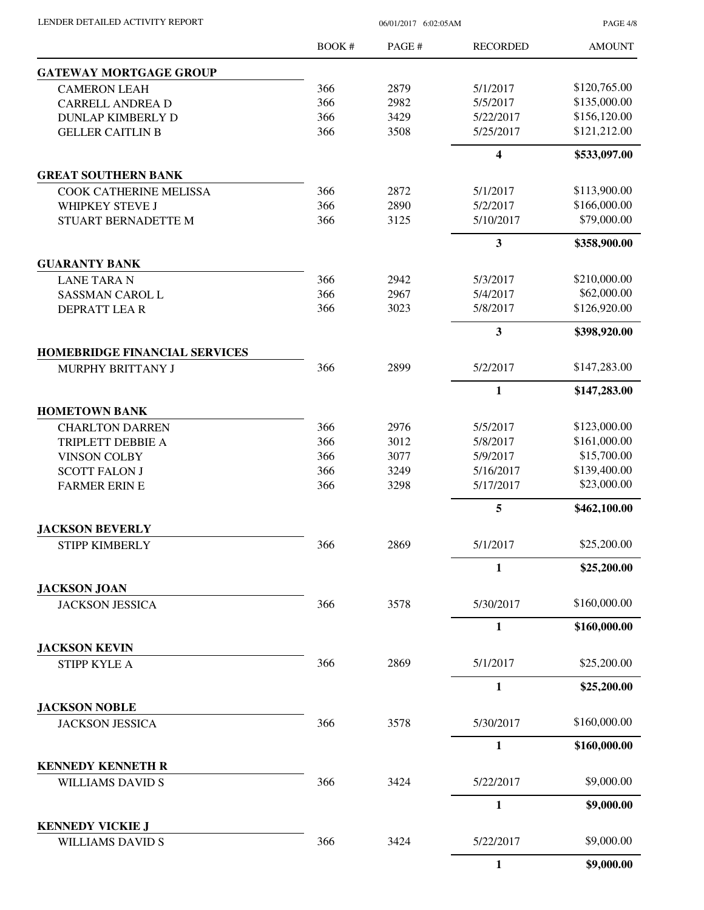| | BOOK # | PAGE # | RECORDED | AMOUNT |
|---|---|---|---|---|
| **GATEWAY MORTGAGE GROUP** | | | | |
| CAMERON LEAH | 366 | 2879 | 5/1/2017 | $120,765.00 |
| CARRELL ANDREA D | 366 | 2982 | 5/5/2017 | $135,000.00 |
| DUNLAP KIMBERLY D | 366 | 3429 | 5/22/2017 | $156,120.00 |
| GELLER CAITLIN B | 366 | 3508 | 5/25/2017 | $121,212.00 |
| | | | **4** | **$533,097.00** |
| **GREAT SOUTHERN BANK** | | | | |
| COOK CATHERINE MELISSA | 366 | 2872 | 5/1/2017 | $113,900.00 |
| WHIPKEY STEVE J | 366 | 2890 | 5/2/2017 | $166,000.00 |
| STUART BERNADETTE M | 366 | 3125 | 5/10/2017 | $79,000.00 |
| | | | **3** | **$358,900.00** |
| **GUARANTY BANK** | | | | |
| LANE TARA N | 366 | 2942 | 5/3/2017 | $210,000.00 |
| SASSMAN CAROL L | 366 | 2967 | 5/4/2017 | $62,000.00 |
| DEPRATT LEA R | 366 | 3023 | 5/8/2017 | $126,920.00 |
| | | | **3** | **$398,920.00** |
| **HOMEBRIDGE FINANCIAL SERVICES** | | | | |
| MURPHY BRITTANY J | 366 | 2899 | 5/2/2017 | $147,283.00 |
| | | | **1** | **$147,283.00** |
| **HOMETOWN BANK** | | | | |
| CHARLTON DARREN | 366 | 2976 | 5/5/2017 | $123,000.00 |
| TRIPLETT DEBBIE A | 366 | 3012 | 5/8/2017 | $161,000.00 |
| VINSON COLBY | 366 | 3077 | 5/9/2017 | $15,700.00 |
| SCOTT FALON J | 366 | 3249 | 5/16/2017 | $139,400.00 |
| FARMER ERIN E | 366 | 3298 | 5/17/2017 | $23,000.00 |
| | | | **5** | **$462,100.00** |
| **JACKSON BEVERLY** | | | | |
| STIPP KIMBERLY | 366 | 2869 | 5/1/2017 | $25,200.00 |
| | | | **1** | **$25,200.00** |
| **JACKSON JOAN** | | | | |
| JACKSON JESSICA | 366 | 3578 | 5/30/2017 | $160,000.00 |
| | | | **1** | **$160,000.00** |
| **JACKSON KEVIN** | | | | |
| STIPP KYLE A | 366 | 2869 | 5/1/2017 | $25,200.00 |
| | | | **1** | **$25,200.00** |
| **JACKSON NOBLE** | | | | |
| JACKSON JESSICA | 366 | 3578 | 5/30/2017 | $160,000.00 |
| | | | **1** | **$160,000.00** |
| **KENNEDY KENNETH R** | | | | |
| WILLIAMS DAVID S | 366 | 3424 | 5/22/2017 | $9,000.00 |
| | | | **1** | **$9,000.00** |
| **KENNEDY VICKIE J** | | | | |
| WILLIAMS DAVID S | 366 | 3424 | 5/22/2017 | $9,000.00 |
| | | | **1** | **$9,000.00** |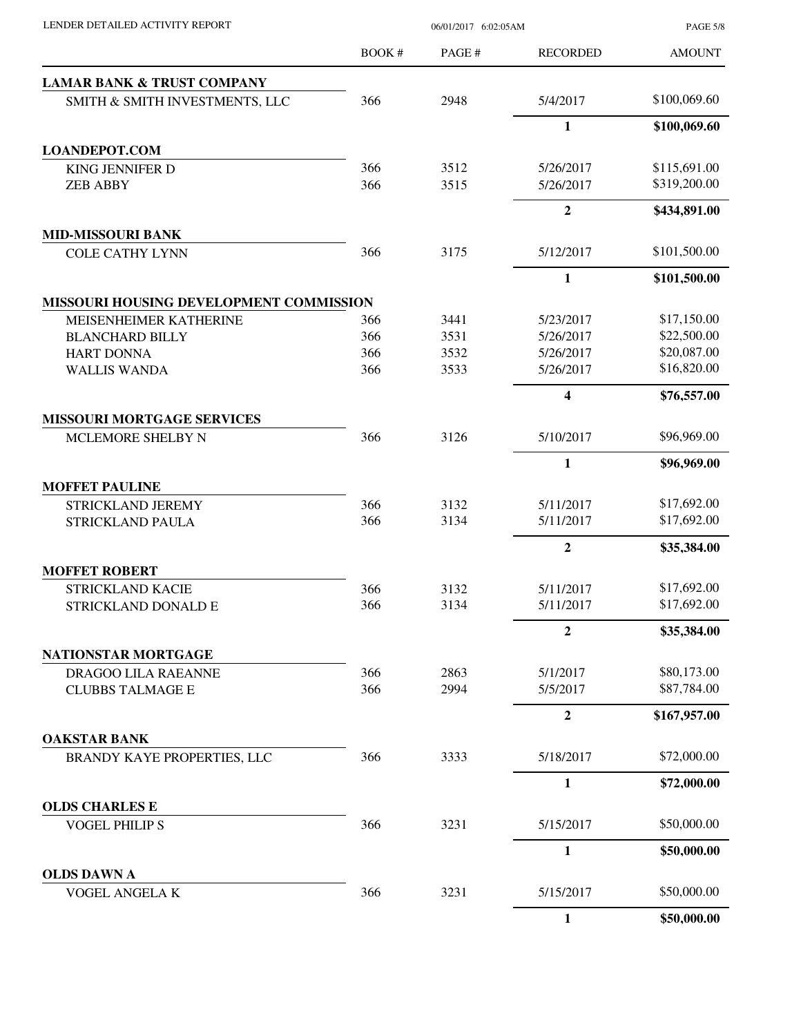LENDER DETAILED ACTIVITY REPORT

| | BOOK # | PAGE # | RECORDED | AMOUNT |
|---|---|---|---|---|
| **LAMAR BANK & TRUST COMPANY** | | | | |
| SMITH & SMITH INVESTMENTS, LLC | 366 | 2948 | 5/4/2017 | $100,069.60 |
| | | | **1** | **$100,069.60** |
| **LOANDEPOT.COM** | | | | |
| KING JENNIFER D | 366 | 3512 | 5/26/2017 | $115,691.00 |
| ZEB ABBY | 366 | 3515 | 5/26/2017 | $319,200.00 |
| | | | **2** | **$434,891.00** |
| **MID-MISSOURI BANK** | | | | |
| COLE CATHY LYNN | 366 | 3175 | 5/12/2017 | $101,500.00 |
| | | | **1** | **$101,500.00** |
| **MISSOURI HOUSING DEVELOPMENT COMMISSION** | | | | |
| MEISENHEIMER KATHERINE | 366 | 3441 | 5/23/2017 | $17,150.00 |
| BLANCHARD BILLY | 366 | 3531 | 5/26/2017 | $22,500.00 |
| HART DONNA | 366 | 3532 | 5/26/2017 | $20,087.00 |
| WALLIS WANDA | 366 | 3533 | 5/26/2017 | $16,820.00 |
| | | | **4** | **$76,557.00** |
| **MISSOURI MORTGAGE SERVICES** | | | | |
| MCLEMORE SHELBY N | 366 | 3126 | 5/10/2017 | $96,969.00 |
| | | | **1** | **$96,969.00** |
| **MOFFET PAULINE** | | | | |
| STRICKLAND JEREMY | 366 | 3132 | 5/11/2017 | $17,692.00 |
| STRICKLAND PAULA | 366 | 3134 | 5/11/2017 | $17,692.00 |
| | | | **2** | **$35,384.00** |
| **MOFFET ROBERT** | | | | |
| STRICKLAND KACIE | 366 | 3132 | 5/11/2017 | $17,692.00 |
| STRICKLAND DONALD E | 366 | 3134 | 5/11/2017 | $17,692.00 |
| | | | **2** | **$35,384.00** |
| **NATIONSTAR MORTGAGE** | | | | |
| DRAGOO LILA RAEANNE | 366 | 2863 | 5/1/2017 | $80,173.00 |
| CLUBBS TALMAGE E | 366 | 2994 | 5/5/2017 | $87,784.00 |
| | | | **2** | **$167,957.00** |
| **OAKSTAR BANK** | | | | |
| BRANDY KAYE PROPERTIES, LLC | 366 | 3333 | 5/18/2017 | $72,000.00 |
| | | | **1** | **$72,000.00** |
| **OLDS CHARLES E** | | | | |
| VOGEL PHILIP S | 366 | 3231 | 5/15/2017 | $50,000.00 |
| | | | **1** | **$50,000.00** |
| **OLDS DAWN A** | | | | |
| VOGEL ANGELA K | 366 | 3231 | 5/15/2017 | $50,000.00 |
| | | | **1** | **$50,000.00** |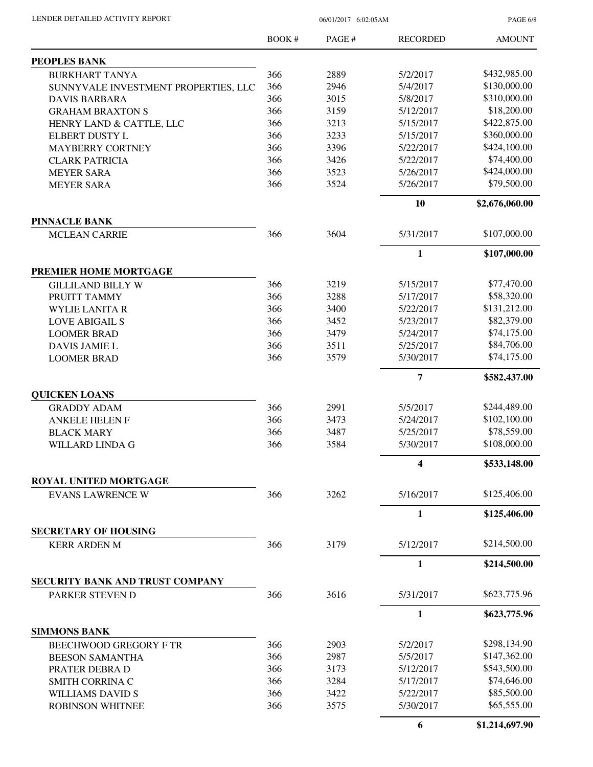| | BOOK # | PAGE # | RECORDED | AMOUNT |
|---|---|---|---|---|
| **PEOPLES BANK** | | | | |
| BURKHART TANYA | 366 | 2889 | 5/2/2017 | $432,985.00 |
| SUNNYVALE INVESTMENT PROPERTIES, LLC | 366 | 2946 | 5/4/2017 | $130,000.00 |
| DAVIS BARBARA | 366 | 3015 | 5/8/2017 | $310,000.00 |
| GRAHAM BRAXTON S | 366 | 3159 | 5/12/2017 | $18,200.00 |
| HENRY LAND & CATTLE, LLC | 366 | 3213 | 5/15/2017 | $422,875.00 |
| ELBERT DUSTY L | 366 | 3233 | 5/15/2017 | $360,000.00 |
| MAYBERRY CORTNEY | 366 | 3396 | 5/22/2017 | $424,100.00 |
| CLARK PATRICIA | 366 | 3426 | 5/22/2017 | $74,400.00 |
| MEYER SARA | 366 | 3523 | 5/26/2017 | $424,000.00 |
| MEYER SARA | 366 | 3524 | 5/26/2017 | $79,500.00 |
| | | | **10** | **$2,676,060.00** |
| **PINNACLE BANK** | | | | |
| MCLEAN CARRIE | 366 | 3604 | 5/31/2017 | $107,000.00 |
| | | | **1** | **$107,000.00** |
| **PREMIER HOME MORTGAGE** | | | | |
| GILLILAND BILLY W | 366 | 3219 | 5/15/2017 | $77,470.00 |
| PRUITT TAMMY | 366 | 3288 | 5/17/2017 | $58,320.00 |
| WYLIE LANITA R | 366 | 3400 | 5/22/2017 | $131,212.00 |
| LOVE ABIGAIL S | 366 | 3452 | 5/23/2017 | $82,379.00 |
| LOOMER BRAD | 366 | 3479 | 5/24/2017 | $74,175.00 |
| DAVIS JAMIE L | 366 | 3511 | 5/25/2017 | $84,706.00 |
| LOOMER BRAD | 366 | 3579 | 5/30/2017 | $74,175.00 |
| | | | **7** | **$582,437.00** |
| **QUICKEN LOANS** | | | | |
| GRADDY ADAM | 366 | 2991 | 5/5/2017 | $244,489.00 |
| ANKELE HELEN F | 366 | 3473 | 5/24/2017 | $102,100.00 |
| BLACK MARY | 366 | 3487 | 5/25/2017 | $78,559.00 |
| WILLARD LINDA G | 366 | 3584 | 5/30/2017 | $108,000.00 |
| | | | **4** | **$533,148.00** |
| **ROYAL UNITED MORTGAGE** | | | | |
| EVANS LAWRENCE W | 366 | 3262 | 5/16/2017 | $125,406.00 |
| | | | **1** | **$125,406.00** |
| **SECRETARY OF HOUSING** | | | | |
| KERR ARDEN M | 366 | 3179 | 5/12/2017 | $214,500.00 |
| | | | **1** | **$214,500.00** |
| **SECURITY BANK AND TRUST COMPANY** | | | | |
| PARKER STEVEN D | 366 | 3616 | 5/31/2017 | $623,775.96 |
| | | | **1** | **$623,775.96** |
| **SIMMONS BANK** | | | | |
| BEECHWOOD GREGORY F TR | 366 | 2903 | 5/2/2017 | $298,134.90 |
| BEESON SAMANTHA | 366 | 2987 | 5/5/2017 | $147,362.00 |
| PRATER DEBRA D | 366 | 3173 | 5/12/2017 | $543,500.00 |
| SMITH CORRINA C | 366 | 3284 | 5/17/2017 | $74,646.00 |
| WILLIAMS DAVID S | 366 | 3422 | 5/22/2017 | $85,500.00 |
| ROBINSON WHITNEE | 366 | 3575 | 5/30/2017 | $65,555.00 |
| | | | **6** | **$1,214,697.90** |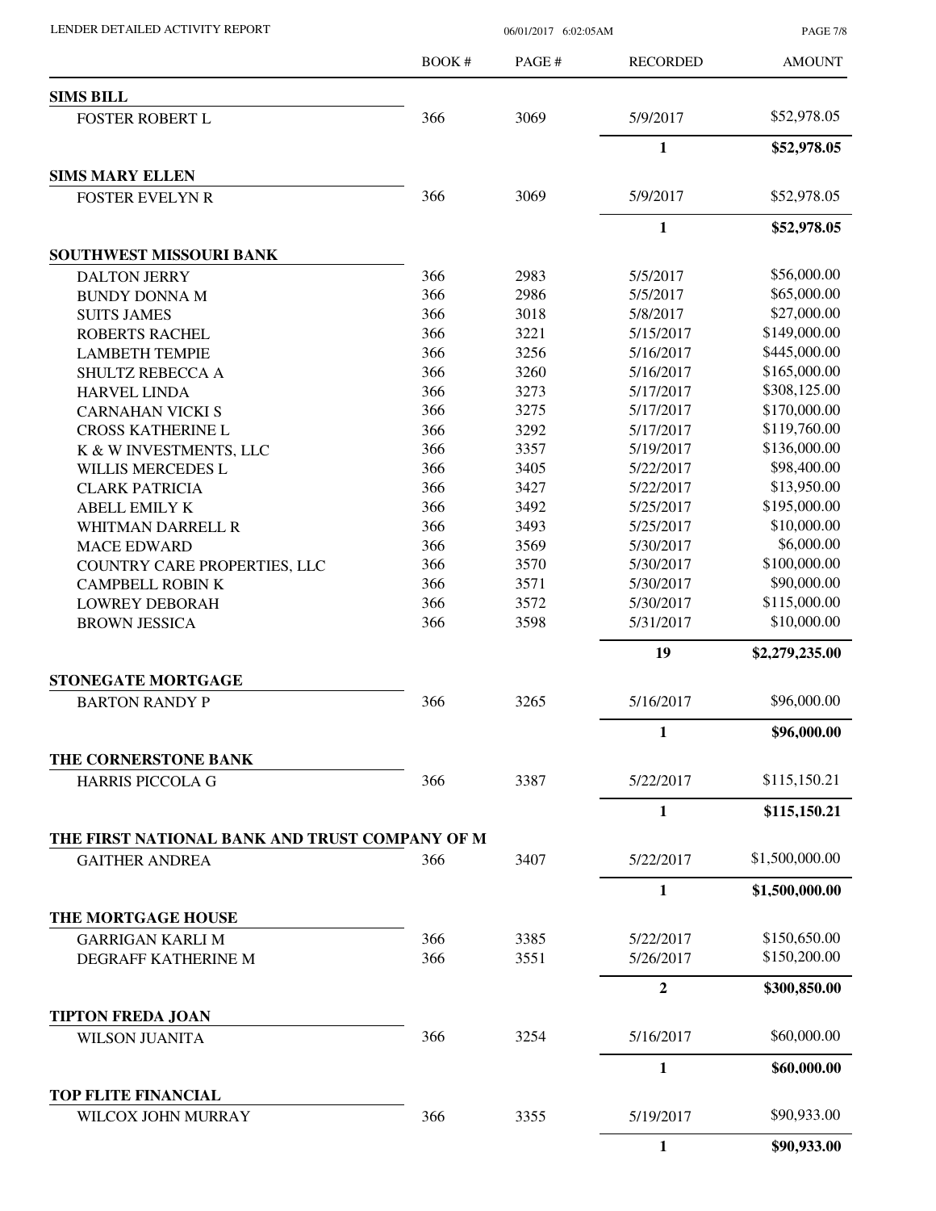| | BOOK # | PAGE # | RECORDED | AMOUNT |
|---|---|---|---|---|
| **SIMS BILL** | | | | |
| FOSTER ROBERT L | 366 | 3069 | 5/9/2017 | $52,978.05 |
| | | | **1** | **$52,978.05** |
| **SIMS MARY ELLEN** | | | | |
| FOSTER EVELYN R | 366 | 3069 | 5/9/2017 | $52,978.05 |
| | | | **1** | **$52,978.05** |
| **SOUTHWEST MISSOURI BANK** | | | | |
| DALTON JERRY | 366 | 2983 | 5/5/2017 | $56,000.00 |
| BUNDY DONNA M | 366 | 2986 | 5/5/2017 | $65,000.00 |
| SUITS JAMES | 366 | 3018 | 5/8/2017 | $27,000.00 |
| ROBERTS RACHEL | 366 | 3221 | 5/15/2017 | $149,000.00 |
| LAMBETH TEMPIE | 366 | 3256 | 5/16/2017 | $445,000.00 |
| SHULTZ REBECCA A | 366 | 3260 | 5/16/2017 | $165,000.00 |
| HARVEL LINDA | 366 | 3273 | 5/17/2017 | $308,125.00 |
| CARNAHAN VICKI S | 366 | 3275 | 5/17/2017 | $170,000.00 |
| CROSS KATHERINE L | 366 | 3292 | 5/17/2017 | $119,760.00 |
| K & W INVESTMENTS, LLC | 366 | 3357 | 5/19/2017 | $136,000.00 |
| WILLIS MERCEDES L | 366 | 3405 | 5/22/2017 | $98,400.00 |
| CLARK PATRICIA | 366 | 3427 | 5/22/2017 | $13,950.00 |
| ABELL EMILY K | 366 | 3492 | 5/25/2017 | $195,000.00 |
| WHITMAN DARRELL R | 366 | 3493 | 5/25/2017 | $10,000.00 |
| MACE EDWARD | 366 | 3569 | 5/30/2017 | $6,000.00 |
| COUNTRY CARE PROPERTIES, LLC | 366 | 3570 | 5/30/2017 | $100,000.00 |
| CAMPBELL ROBIN K | 366 | 3571 | 5/30/2017 | $90,000.00 |
| LOWREY DEBORAH | 366 | 3572 | 5/30/2017 | $115,000.00 |
| BROWN JESSICA | 366 | 3598 | 5/31/2017 | $10,000.00 |
| | | | **19** | **$2,279,235.00** |
| **STONEGATE MORTGAGE** | | | | |
| BARTON RANDY P | 366 | 3265 | 5/16/2017 | $96,000.00 |
| | | | **1** | **$96,000.00** |
| **THE CORNERSTONE BANK** | | | | |
| HARRIS PICCOLA G | 366 | 3387 | 5/22/2017 | $115,150.21 |
| | | | **1** | **$115,150.21** |
| **THE FIRST NATIONAL BANK AND TRUST COMPANY OF M** | | | | |
| GAITHER ANDREA | 366 | 3407 | 5/22/2017 | $1,500,000.00 |
| | | | **1** | **$1,500,000.00** |
| **THE MORTGAGE HOUSE** | | | | |
| GARRIGAN KARLI M | 366 | 3385 | 5/22/2017 | $150,650.00 |
| DEGRAFF KATHERINE M | 366 | 3551 | 5/26/2017 | $150,200.00 |
| | | | **2** | **$300,850.00** |
| **TIPTON FREDA JOAN** | | | | |
| WILSON JUANITA | 366 | 3254 | 5/16/2017 | $60,000.00 |
| | | | **1** | **$60,000.00** |
| **TOP FLITE FINANCIAL** | | | | |
| WILCOX JOHN MURRAY | 366 | 3355 | 5/19/2017 | $90,933.00 |
| | | | **1** | **$90,933.00** |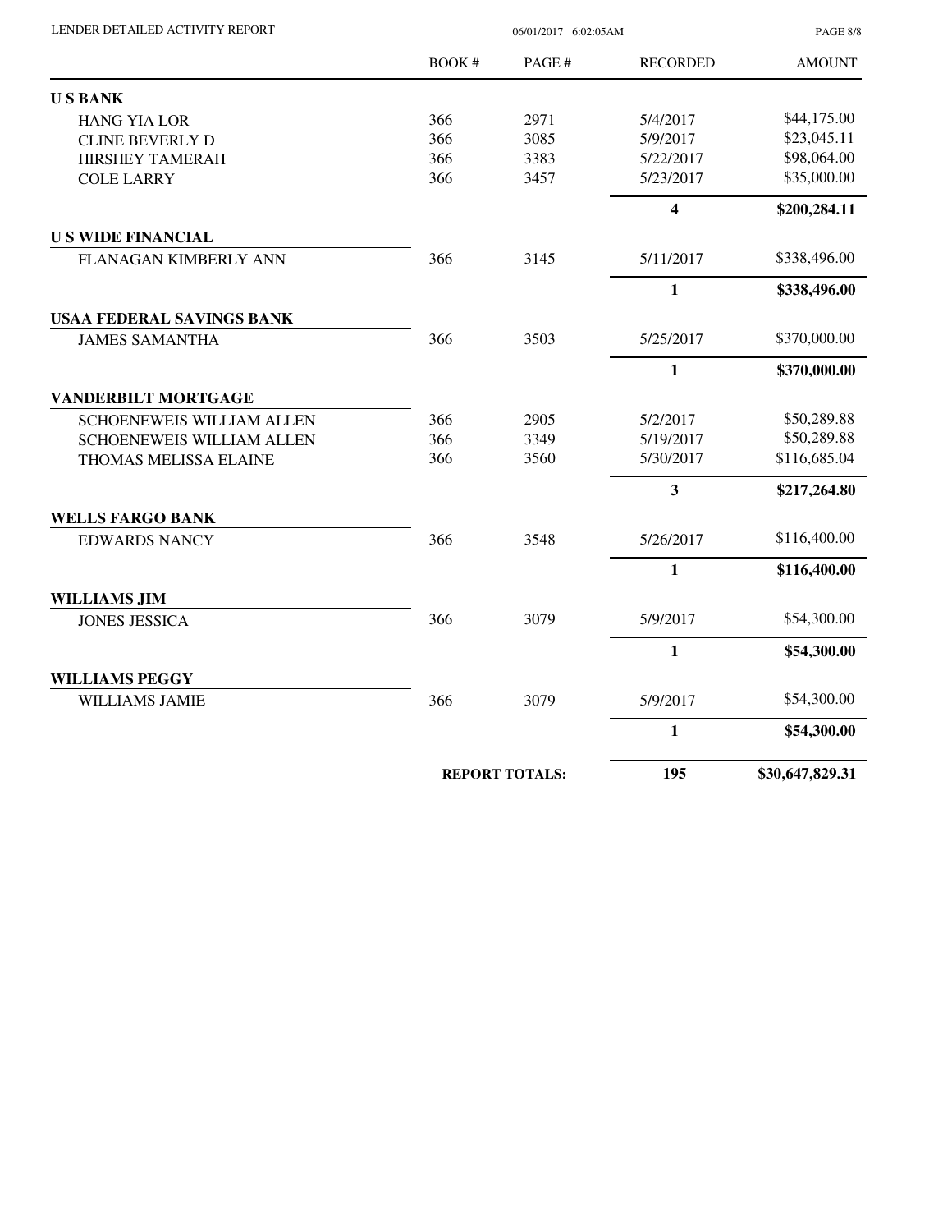| | BOOK # | PAGE # | RECORDED | AMOUNT |
|---|---|---|---|---|
| **U S BANK** | | | | |
| HANG YIA LOR | 366 | 2971 | 5/4/2017 | $44,175.00 |
| CLINE BEVERLY D | 366 | 3085 | 5/9/2017 | $23,045.11 |
| HIRSHEY TAMERAH | 366 | 3383 | 5/22/2017 | $98,064.00 |
| COLE LARRY | 366 | 3457 | 5/23/2017 | $35,000.00 |
| | | | **4** | **$200,284.11** |
| **U S WIDE FINANCIAL** | | | | |
| FLANAGAN KIMBERLY ANN | 366 | 3145 | 5/11/2017 | $338,496.00 |
| | | | **1** | **$338,496.00** |
| **USAA FEDERAL SAVINGS BANK** | | | | |
| JAMES SAMANTHA | 366 | 3503 | 5/25/2017 | $370,000.00 |
| | | | **1** | **$370,000.00** |
| **VANDERBILT MORTGAGE** | | | | |
| SCHOENEWEIS WILLIAM ALLEN | 366 | 2905 | 5/2/2017 | $50,289.88 |
| SCHOENEWEIS WILLIAM ALLEN | 366 | 3349 | 5/19/2017 | $50,289.88 |
| THOMAS MELISSA ELAINE | 366 | 3560 | 5/30/2017 | $116,685.04 |
| | | | **3** | **$217,264.80** |
| **WELLS FARGO BANK** | | | | |
| EDWARDS NANCY | 366 | 3548 | 5/26/2017 | $116,400.00 |
| | | | **1** | **$116,400.00** |
| **WILLIAMS JIM** | | | | |
| JONES JESSICA | 366 | 3079 | 5/9/2017 | $54,300.00 |
| | | | **1** | **$54,300.00** |
| **WILLIAMS PEGGY** | | | | |
| WILLIAMS JAMIE | 366 | 3079 | 5/9/2017 | $54,300.00 |
| | | | **1** | **$54,300.00** |
| | **REPORT TOTALS:** | | **195** | **$30,647,829.31** |